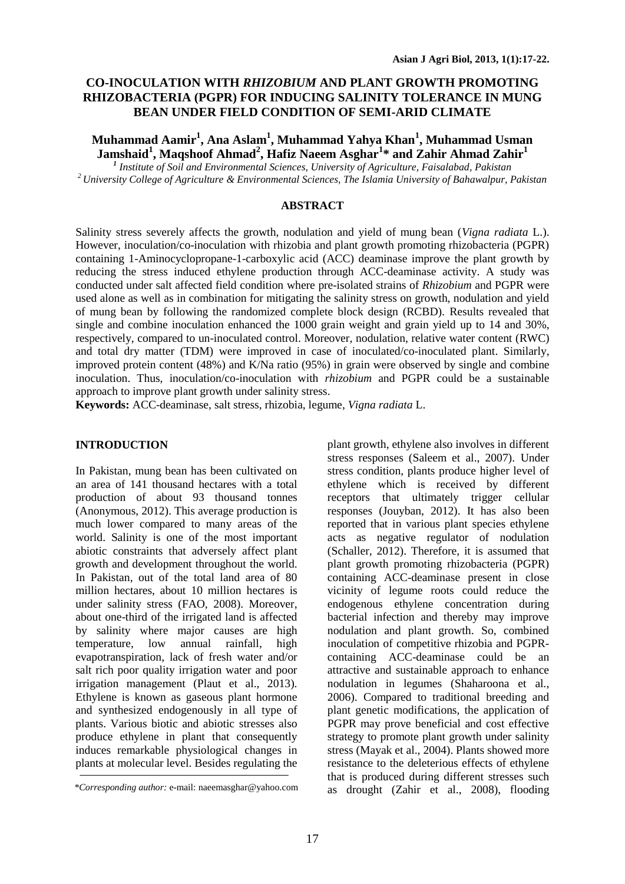# CO-INOCULATION WITH *RHIZOBIUM* AND PLANT GROWTH PROMOTING RHIZOBACTERIA (PGPR) FOR INDUCING SALINITY TOLERANCE IN MUNG BEAN UNDER FIELD CONDITION OF SEMI-ARID CLIMATE

**Muhammad Aamir[1], Ana Aslam[1], Muhammad Yahya Khan[1], Muhammad Usman Jamshaid[1], Maqshoof Ahmad[2], Hafiz Naeem Asghar[1]* and Zahir Ahmad Zahir[1]**

[1] *Institute of Soil and Environmental Sciences, University of Agriculture, Faisalabad, Pakistan*
[2] *University College of Agriculture & Environmental Sciences, The Islamia University of Bahawalpur, Pakistan*

## ABSTRACT

Salinity stress severely affects the growth, nodulation and yield of mung bean (*Vigna radiata* L.). However, inoculation/co-inoculation with rhizobia and plant growth promoting rhizobacteria (PGPR) containing 1-Aminocyclopropane-1-carboxylic acid (ACC) deaminase improve the plant growth by reducing the stress induced ethylene production through ACC-deaminase activity. A study was conducted under salt affected field condition where pre-isolated strains of *Rhizobium* and PGPR were used alone as well as in combination for mitigating the salinity stress on growth, nodulation and yield of mung bean by following the randomized complete block design (RCBD). Results revealed that single and combine inoculation enhanced the 1000 grain weight and grain yield up to 14 and 30%, respectively, compared to un-inoculated control. Moreover, nodulation, relative water content (RWC) and total dry matter (TDM) were improved in case of inoculated/co-inoculated plant. Similarly, improved protein content (48%) and K/Na ratio (95%) in grain were observed by single and combine inoculation. Thus, inoculation/co-inoculation with *rhizobium* and PGPR could be a sustainable approach to improve plant growth under salinity stress.

**Keywords:** ACC-deaminase, salt stress, rhizobia, legume, *Vigna radiata* L.

## INTRODUCTION

In Pakistan, mung bean has been cultivated on an area of 141 thousand hectares with a total production of about 93 thousand tonnes (Anonymous, 2012). This average production is much lower compared to many areas of the world. Salinity is one of the most important abiotic constraints that adversely affect plant growth and development throughout the world. In Pakistan, out of the total land area of 80 million hectares, about 10 million hectares is under salinity stress (FAO, 2008). Moreover, about one-third of the irrigated land is affected by salinity where major causes are high temperature, low annual rainfall, high evapotranspiration, lack of fresh water and/or salt rich poor quality irrigation water and poor irrigation management (Plaut et al., 2013). Ethylene is known as gaseous plant hormone and synthesized endogenously in all type of plants. Various biotic and abiotic stresses also produce ethylene in plant that consequently induces remarkable physiological changes in plants at molecular level. Besides regulating the plant growth, ethylene also involves in different stress responses (Saleem et al., 2007). Under stress condition, plants produce higher level of ethylene which is received by different receptors that ultimately trigger cellular responses (Jouyban, 2012). It has also been reported that in various plant species ethylene acts as negative regulator of nodulation (Schaller, 2012). Therefore, it is assumed that plant growth promoting rhizobacteria (PGPR) containing ACC-deaminase present in close vicinity of legume roots could reduce the endogenous ethylene concentration during bacterial infection and thereby may improve nodulation and plant growth. So, combined inoculation of competitive rhizobia and PGPR-containing ACC-deaminase could be an attractive and sustainable approach to enhance nodulation in legumes (Shaharoona et al., 2006). Compared to traditional breeding and plant genetic modifications, the application of PGPR may prove beneficial and cost effective strategy to promote plant growth under salinity stress (Mayak et al., 2004). Plants showed more resistance to the deleterious effects of ethylene that is produced during different stresses such as drought (Zahir et al., 2008), flooding

*Corresponding author: e-mail: naeemasghar@yahoo.com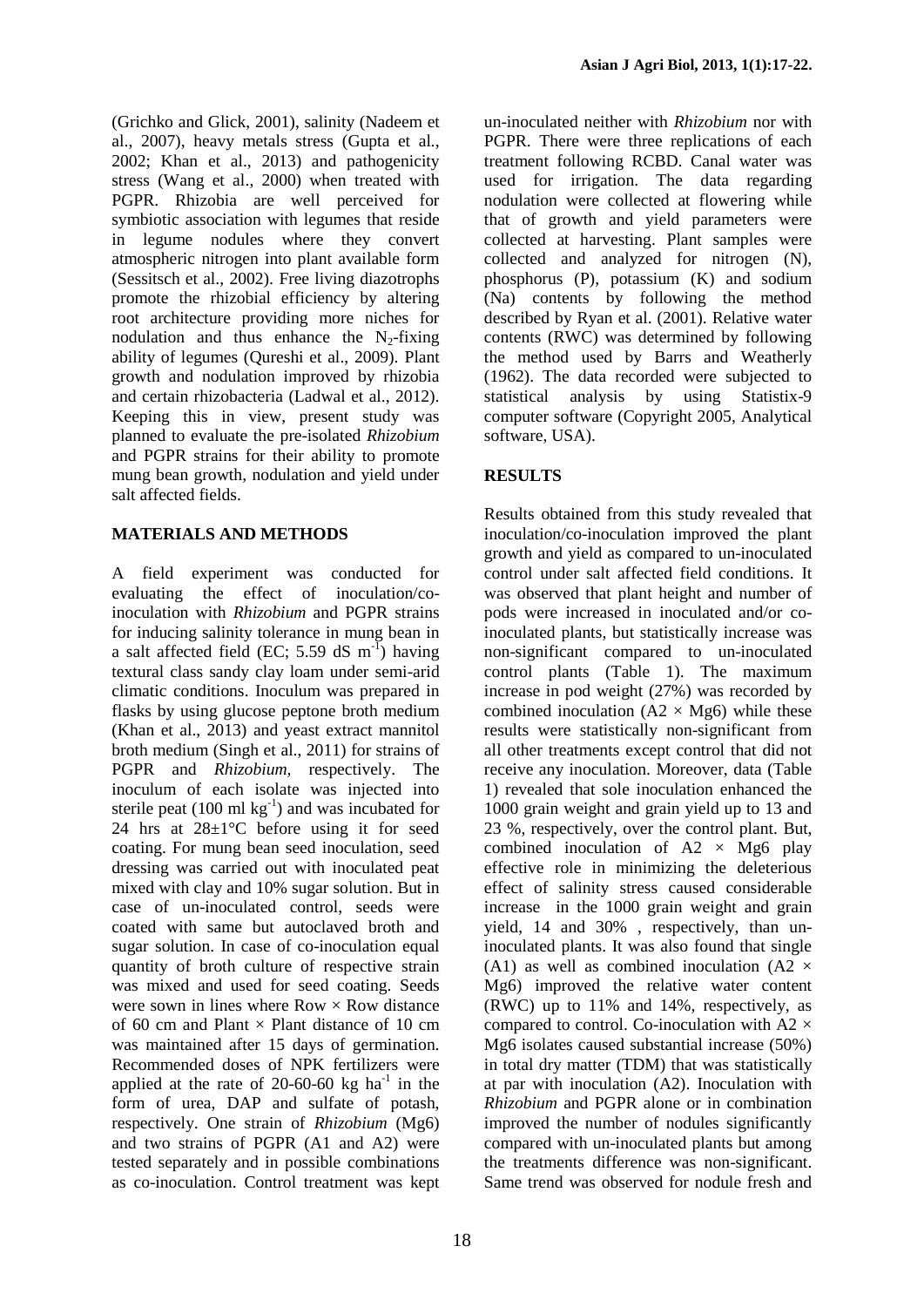(Grichko and Glick, 2001), salinity (Nadeem et al., 2007), heavy metals stress (Gupta et al., 2002; Khan et al., 2013) and pathogenicity stress (Wang et al., 2000) when treated with PGPR. Rhizobia are well perceived for symbiotic association with legumes that reside in legume nodules where they convert atmospheric nitrogen into plant available form (Sessitsch et al., 2002). Free living diazotrophs promote the rhizobial efficiency by altering root architecture providing more niches for nodulation and thus enhance the $N_2$-fixing ability of legumes (Qureshi et al., 2009). Plant growth and nodulation improved by rhizobia and certain rhizobacteria (Ladwal et al., 2012). Keeping this in view, present study was planned to evaluate the pre-isolated *Rhizobium* and PGPR strains for their ability to promote mung bean growth, nodulation and yield under salt affected fields.

## MATERIALS AND METHODS

A field experiment was conducted for evaluating the effect of inoculation/co-inoculation with *Rhizobium* and PGPR strains for inducing salinity tolerance in mung bean in a salt affected field (EC; 5.59 dS $m^{-1}$) having textural class sandy clay loam under semi-arid climatic conditions. Inoculum was prepared in flasks by using glucose peptone broth medium (Khan et al., 2013) and yeast extract mannitol broth medium (Singh et al., 2011) for strains of PGPR and *Rhizobium,* respectively. The inoculum of each isolate was injected into sterile peat (100 ml $kg^{-1}$) and was incubated for 24 hrs at 28±1°C before using it for seed coating. For mung bean seed inoculation, seed dressing was carried out with inoculated peat mixed with clay and 10% sugar solution. But in case of un-inoculated control, seeds were coated with same but autoclaved broth and sugar solution. In case of co-inoculation equal quantity of broth culture of respective strain was mixed and used for seed coating. Seeds were sown in lines where Row × Row distance of 60 cm and Plant × Plant distance of 10 cm was maintained after 15 days of germination. Recommended doses of NPK fertilizers were applied at the rate of 20-60-60 kg $ha^{-1}$ in the form of urea, DAP and sulfate of potash, respectively. One strain of *Rhizobium* (Mg6) and two strains of PGPR (A1 and A2) were tested separately and in possible combinations as co-inoculation. Control treatment was kept un-inoculated neither with *Rhizobium* nor with PGPR. There were three replications of each treatment following RCBD. Canal water was used for irrigation. The data regarding nodulation were collected at flowering while that of growth and yield parameters were collected at harvesting. Plant samples were collected and analyzed for nitrogen (N), phosphorus (P), potassium (K) and sodium (Na) contents by following the method described by Ryan et al. (2001). Relative water contents (RWC) was determined by following the method used by Barrs and Weatherly (1962). The data recorded were subjected to statistical analysis by using Statistix-9 computer software (Copyright 2005, Analytical software, USA).

## RESULTS

Results obtained from this study revealed that inoculation/co-inoculation improved the plant growth and yield as compared to un-inoculated control under salt affected field conditions. It was observed that plant height and number of pods were increased in inoculated and/or co-inoculated plants, but statistically increase was non-significant compared to un-inoculated control plants (Table 1). The maximum increase in pod weight (27%) was recorded by combined inoculation (A2 × Mg6) while these results were statistically non-significant from all other treatments except control that did not receive any inoculation. Moreover, data (Table 1) revealed that sole inoculation enhanced the 1000 grain weight and grain yield up to 13 and 23 %, respectively, over the control plant. But, combined inoculation of A2 × Mg6 play effective role in minimizing the deleterious effect of salinity stress caused considerable increase in the 1000 grain weight and grain yield, 14 and 30% , respectively, than un-inoculated plants. It was also found that single (A1) as well as combined inoculation (A2 × Mg6) improved the relative water content (RWC) up to 11% and 14%, respectively, as compared to control. Co-inoculation with A2 × Mg6 isolates caused substantial increase (50%) in total dry matter (TDM) that was statistically at par with inoculation (A2). Inoculation with *Rhizobium* and PGPR alone or in combination improved the number of nodules significantly compared with un-inoculated plants but among the treatments difference was non-significant. Same trend was observed for nodule fresh and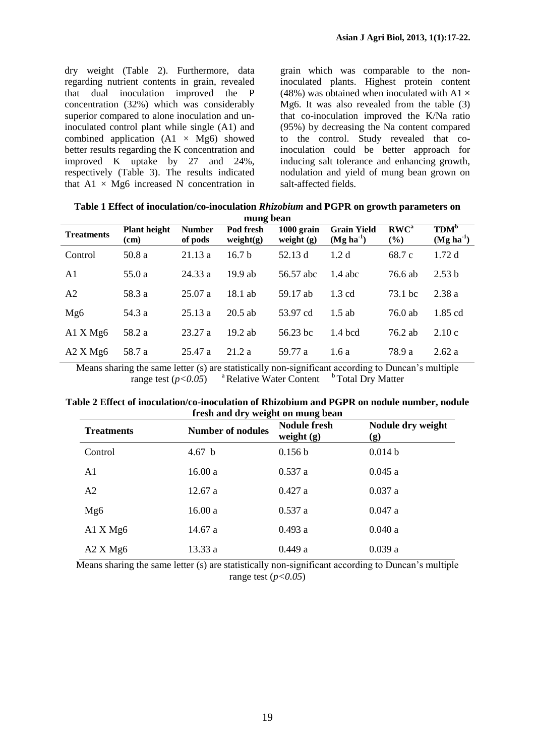dry weight (Table 2). Furthermore, data regarding nutrient contents in grain, revealed that dual inoculation improved the P concentration (32%) which was considerably superior compared to alone inoculation and un-inoculated control plant while single (A1) and combined application (A1 × Mg6) showed better results regarding the K concentration and improved K uptake by 27 and 24%, respectively (Table 3). The results indicated that A1 × Mg6 increased N concentration in grain which was comparable to the non-inoculated plants. Highest protein content (48%) was obtained when inoculated with A1 × Mg6. It was also revealed from the table (3) that co-inoculation improved the K/Na ratio (95%) by decreasing the Na content compared to the control. Study revealed that co-inoculation could be better approach for inducing salt tolerance and enhancing growth, nodulation and yield of mung bean grown on salt-affected fields.

**Table 1 Effect of inoculation/co-inoculation *Rhizobium* and PGPR on growth parameters on mung bean**

| Treatments | Plant height (cm) | Number of pods | Pod fresh weight(g) | 1000 grain weight (g) | Grain Yield ($Mg\ ha^{-1}$) | RWC[a] (%) | TDM[b] ($Mg\ ha^{-1}$) |
|---|---|---|---|---|---|---|---|
| Control | 50.8 a | 21.13 a | 16.7 b | 52.13 d | 1.2 d | 68.7 c | 1.72 d |
| A1 | 55.0 a | 24.33 a | 19.9 ab | 56.57 abc | 1.4 abc | 76.6 ab | 2.53 b |
| A2 | 58.3 a | 25.07 a | 18.1 ab | 59.17 ab | 1.3 cd | 73.1 bc | 2.38 a |
| Mg6 | 54.3 a | 25.13 a | 20.5 ab | 53.97 cd | 1.5 ab | 76.0 ab | 1.85 cd |
| A1 X Mg6 | 58.2 a | 23.27 a | 19.2 ab | 56.23 bc | 1.4 bcd | 76.2 ab | 2.10 c |
| A2 X Mg6 | 58.7 a | 25.47 a | 21.2 a | 59.77 a | 1.6 a | 78.9 a | 2.62 a |

Means sharing the same letter (s) are statistically non-significant according to Duncan's multiple range test (*$p<0.05$*) [a] Relative Water Content [b] Total Dry Matter

**Table 2 Effect of inoculation/co-inoculation of Rhizobium and PGPR on nodule number, nodule fresh and dry weight on mung bean**

| Treatments | Number of nodules | Nodule fresh weight (g) | Nodule dry weight (g) |
|---|---|---|---|
| Control | 4.67 b | 0.156 b | 0.014 b |
| A1 | 16.00 a | 0.537 a | 0.045 a |
| A2 | 12.67 a | 0.427 a | 0.037 a |
| Mg6 | 16.00 a | 0.537 a | 0.047 a |
| A1 X Mg6 | 14.67 a | 0.493 a | 0.040 a |
| A2 X Mg6 | 13.33 a | 0.449 a | 0.039 a |

Means sharing the same letter (s) are statistically non-significant according to Duncan's multiple range test (*$p<0.05$*)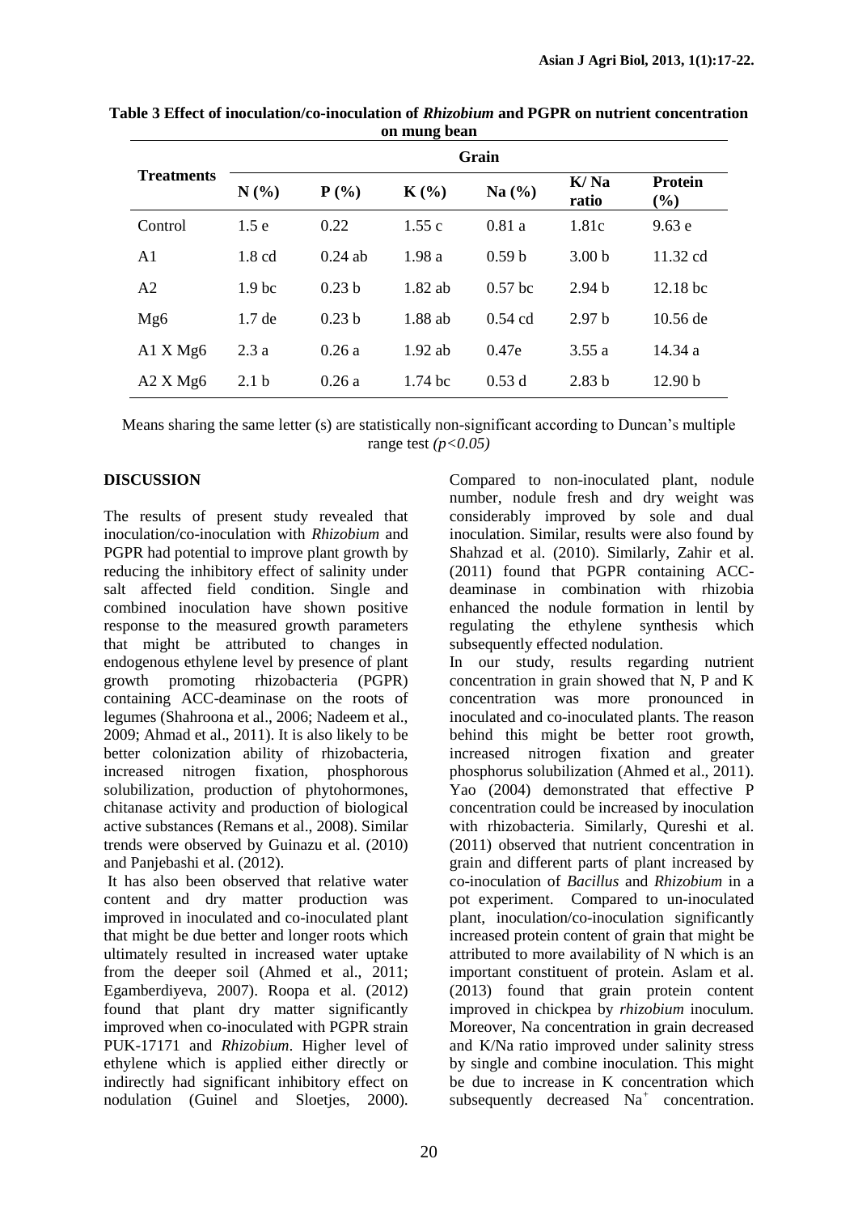**Table 3 Effect of inoculation/co-inoculation of *Rhizobium* and PGPR on nutrient concentration on mung bean**

| Treatments | Grain | | | | | |
|---|---|---|---|---|---|---|
| | N (%) | P (%) | K (%) | Na (%) | K/ Na ratio | Protein (%) |
| Control | 1.5 e | 0.22 | 1.55 c | 0.81 a | 1.81c | 9.63 e |
| A1 | 1.8 cd | 0.24 ab | 1.98 a | 0.59 b | 3.00 b | 11.32 cd |
| A2 | 1.9 bc | 0.23 b | 1.82 ab | 0.57 bc | 2.94 b | 12.18 bc |
| Mg6 | 1.7 de | 0.23 b | 1.88 ab | 0.54 cd | 2.97 b | 10.56 de |
| A1 X Mg6 | 2.3 a | 0.26 a | 1.92 ab | 0.47e | 3.55 a | 14.34 a |
| A2 X Mg6 | 2.1 b | 0.26 a | 1.74 bc | 0.53 d | 2.83 b | 12.90 b |

Means sharing the same letter (s) are statistically non-significant according to Duncan's multiple range test *($p<0.05$)*

## DISCUSSION

The results of present study revealed that inoculation/co-inoculation with *Rhizobium* and PGPR had potential to improve plant growth by reducing the inhibitory effect of salinity under salt affected field condition. Single and combined inoculation have shown positive response to the measured growth parameters that might be attributed to changes in endogenous ethylene level by presence of plant growth promoting rhizobacteria (PGPR) containing ACC-deaminase on the roots of legumes (Shahroona et al., 2006; Nadeem et al., 2009; Ahmad et al., 2011). It is also likely to be better colonization ability of rhizobacteria, increased nitrogen fixation, phosphorous solubilization, production of phytohormones, chitanase activity and production of biological active substances (Remans et al., 2008). Similar trends were observed by Guinazu et al. (2010) and Panjebashi et al. (2012).

It has also been observed that relative water content and dry matter production was improved in inoculated and co-inoculated plant that might be due better and longer roots which ultimately resulted in increased water uptake from the deeper soil (Ahmed et al., 2011; Egamberdiyeva, 2007). Roopa et al. (2012) found that plant dry matter significantly improved when co-inoculated with PGPR strain PUK-17171 and *Rhizobium*. Higher level of ethylene which is applied either directly or indirectly had significant inhibitory effect on nodulation (Guinel and Sloetjes, 2000). Compared to non-inoculated plant, nodule number, nodule fresh and dry weight was considerably improved by sole and dual inoculation. Similar, results were also found by Shahzad et al. (2010). Similarly, Zahir et al. (2011) found that PGPR containing ACC-deaminase in combination with rhizobia enhanced the nodule formation in lentil by regulating the ethylene synthesis which subsequently effected nodulation.

In our study, results regarding nutrient concentration in grain showed that N, P and K concentration was more pronounced in inoculated and co-inoculated plants. The reason behind this might be better root growth, increased nitrogen fixation and greater phosphorus solubilization (Ahmed et al., 2011). Yao (2004) demonstrated that effective P concentration could be increased by inoculation with rhizobacteria. Similarly, Qureshi et al. (2011) observed that nutrient concentration in grain and different parts of plant increased by co-inoculation of *Bacillus* and *Rhizobium* in a pot experiment. Compared to un-inoculated plant, inoculation/co-inoculation significantly increased protein content of grain that might be attributed to more availability of N which is an important constituent of protein. Aslam et al. (2013) found that grain protein content improved in chickpea by *rhizobium* inoculum. Moreover, Na concentration in grain decreased and K/Na ratio improved under salinity stress by single and combine inoculation. This might be due to increase in K concentration which subsequently decreased $Na^+$ concentration.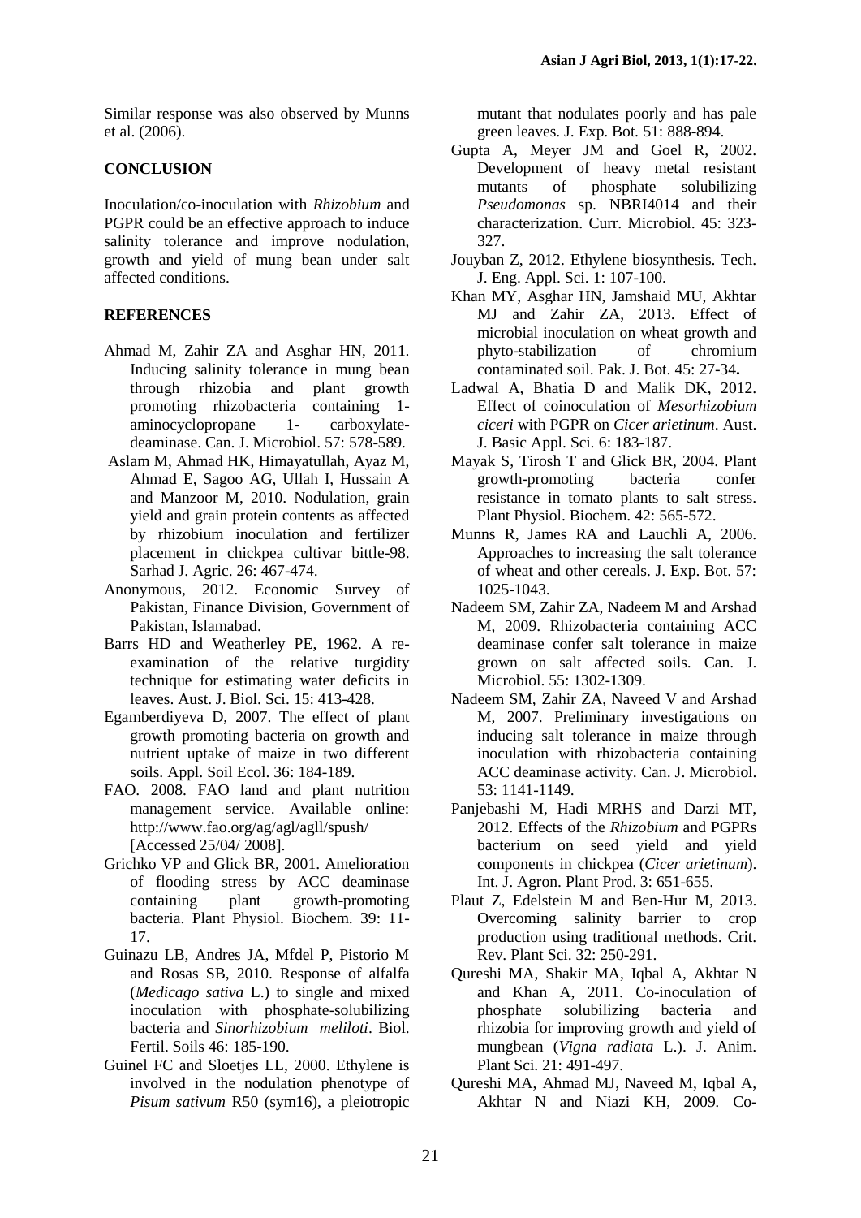Similar response was also observed by Munns et al. (2006).

## CONCLUSION

Inoculation/co-inoculation with *Rhizobium* and PGPR could be an effective approach to induce salinity tolerance and improve nodulation, growth and yield of mung bean under salt affected conditions.

## REFERENCES

- Ahmad M, Zahir ZA and Asghar HN, 2011. Inducing salinity tolerance in mung bean through rhizobia and plant growth promoting rhizobacteria containing 1-aminocyclopropane 1- carboxylate-deaminase. Can. J. Microbiol. 57: 578-589.
- Aslam M, Ahmad HK, Himayatullah, Ayaz M, Ahmad E, Sagoo AG, Ullah I, Hussain A and Manzoor M, 2010. Nodulation, grain yield and grain protein contents as affected by rhizobium inoculation and fertilizer placement in chickpea cultivar bittle-98. Sarhad J. Agric. 26: 467-474.
- Anonymous, 2012. Economic Survey of Pakistan, Finance Division, Government of Pakistan, Islamabad.
- Barrs HD and Weatherley PE, 1962. A re-examination of the relative turgidity technique for estimating water deficits in leaves. Aust. J. Biol. Sci. 15: 413-428.
- Egamberdiyeva D, 2007. The effect of plant growth promoting bacteria on growth and nutrient uptake of maize in two different soils. Appl. Soil Ecol. 36: 184-189.
- FAO. 2008. FAO land and plant nutrition management service. Available online: http://www.fao.org/ag/agl/agll/spush/ [Accessed 25/04/ 2008].
- Grichko VP and Glick BR, 2001. Amelioration of flooding stress by ACC deaminase containing plant growth-promoting bacteria. Plant Physiol. Biochem. 39: 11-17.
- Guinazu LB, Andres JA, Mfdel P, Pistorio M and Rosas SB, 2010. Response of alfalfa (*Medicago sativa* L.) to single and mixed inoculation with phosphate-solubilizing bacteria and *Sinorhizobium meliloti*. Biol. Fertil. Soils 46: 185-190.
- Guinel FC and Sloetjes LL, 2000. Ethylene is involved in the nodulation phenotype of *Pisum sativum* R50 (sym16), a pleiotropic mutant that nodulates poorly and has pale green leaves. J. Exp. Bot. 51: 888-894.
- Gupta A, Meyer JM and Goel R, 2002. Development of heavy metal resistant mutants of phosphate solubilizing *Pseudomonas* sp. NBRI4014 and their characterization. Curr. Microbiol. 45: 323-327.
- Jouyban Z, 2012. Ethylene biosynthesis. Tech. J. Eng. Appl. Sci. 1: 107-100.
- Khan MY, Asghar HN, Jamshaid MU, Akhtar MJ and Zahir ZA, 2013. Effect of microbial inoculation on wheat growth and phyto-stabilization of chromium contaminated soil. Pak. J. Bot. 45: 27-34**.**
- Ladwal A, Bhatia D and Malik DK, 2012. Effect of coinoculation of *Mesorhizobium ciceri* with PGPR on *Cicer arietinum*. Aust. J. Basic Appl. Sci. 6: 183-187.
- Mayak S, Tirosh T and Glick BR, 2004. Plant growth-promoting bacteria confer resistance in tomato plants to salt stress. Plant Physiol. Biochem. 42: 565-572.
- Munns R, James RA and Lauchli A, 2006. Approaches to increasing the salt tolerance of wheat and other cereals. J. Exp. Bot. 57: 1025-1043.
- Nadeem SM, Zahir ZA, Nadeem M and Arshad M, 2009. Rhizobacteria containing ACC deaminase confer salt tolerance in maize grown on salt affected soils. Can. J. Microbiol. 55: 1302-1309.
- Nadeem SM, Zahir ZA, Naveed V and Arshad M, 2007. Preliminary investigations on inducing salt tolerance in maize through inoculation with rhizobacteria containing ACC deaminase activity. Can. J. Microbiol. 53: 1141-1149.
- Panjebashi M, Hadi MRHS and Darzi MT, 2012. Effects of the *Rhizobium* and PGPRs bacterium on seed yield and yield components in chickpea (*Cicer arietinum*). Int. J. Agron. Plant Prod. 3: 651-655.
- Plaut Z, Edelstein M and Ben-Hur M, 2013. Overcoming salinity barrier to crop production using traditional methods. Crit. Rev. Plant Sci. 32: 250-291.
- Qureshi MA, Shakir MA, Iqbal A, Akhtar N and Khan A, 2011. Co-inoculation of phosphate solubilizing bacteria and rhizobia for improving growth and yield of mungbean (*Vigna radiata* L.). J. Anim. Plant Sci. 21: 491-497.
- Qureshi MA, Ahmad MJ, Naveed M, Iqbal A, Akhtar N and Niazi KH, 2009. Co-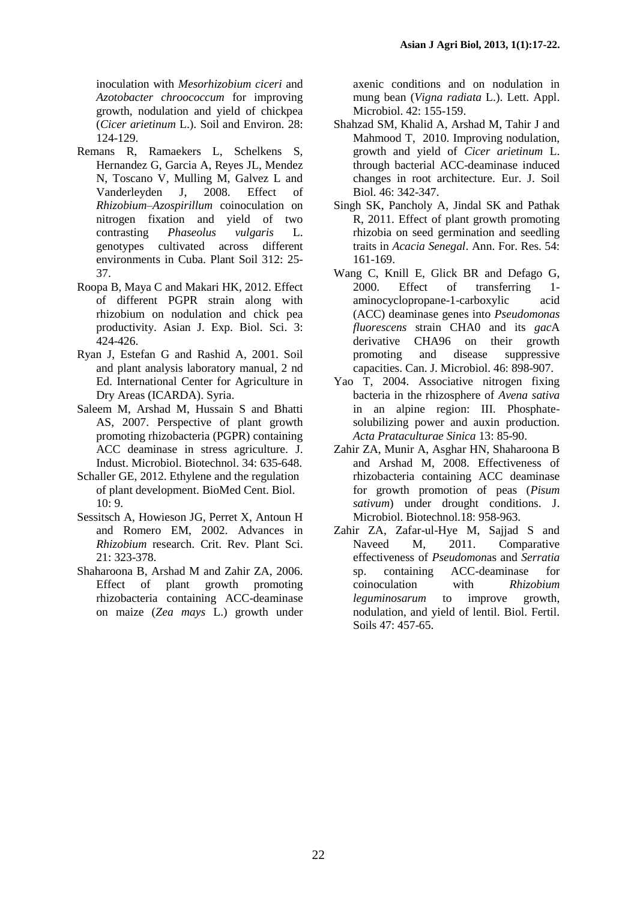inoculation with *Mesorhizobium ciceri* and *Azotobacter chroococcum* for improving growth, nodulation and yield of chickpea (*Cicer arietinum* L.). Soil and Environ. 28: 124-129.

Remans R, Ramaekers L, Schelkens S, Hernandez G, Garcia A, Reyes JL, Mendez N, Toscano V, Mulling M, Galvez L and Vanderleyden J, 2008. Effect of *Rhizobium–Azospirillum* coinoculation on nitrogen fixation and yield of two contrasting *Phaseolus vulgaris* L. genotypes cultivated across different environments in Cuba. Plant Soil 312: 25-37.

Roopa B, Maya C and Makari HK, 2012. Effect of different PGPR strain along with rhizobium on nodulation and chick pea productivity. Asian J. Exp. Biol. Sci. 3: 424-426.

Ryan J, Estefan G and Rashid A, 2001. Soil and plant analysis laboratory manual, 2 nd Ed. International Center for Agriculture in Dry Areas (ICARDA). Syria.

Saleem M, Arshad M, Hussain S and Bhatti AS, 2007. Perspective of plant growth promoting rhizobacteria (PGPR) containing ACC deaminase in stress agriculture. J. Indust. Microbiol. Biotechnol. 34: 635-648.

Schaller GE, 2012. Ethylene and the regulation of plant development. BioMed Cent. Biol. 10: 9.

Sessitsch A, Howieson JG, Perret X, Antoun H and Romero EM, 2002. Advances in *Rhizobium* research. Crit. Rev. Plant Sci. 21: 323-378.

Shaharoona B, Arshad M and Zahir ZA, 2006. Effect of plant growth promoting rhizobacteria containing ACC-deaminase on maize (*Zea mays* L.) growth under axenic conditions and on nodulation in mung bean (*Vigna radiata* L.). Lett. Appl. Microbiol. 42: 155-159.

Shahzad SM, Khalid A, Arshad M, Tahir J and Mahmood T, 2010. Improving nodulation, growth and yield of *Cicer arietinum* L. through bacterial ACC-deaminase induced changes in root architecture. Eur. J. Soil Biol. 46: 342-347.

Singh SK, Pancholy A, Jindal SK and Pathak R, 2011. Effect of plant growth promoting rhizobia on seed germination and seedling traits in *Acacia Senegal*. Ann. For. Res. 54: 161-169.

Wang C, Knill E, Glick BR and Defago G, 2000. Effect of transferring 1-aminocyclopropane-1-carboxylic acid (ACC) deaminase genes into *Pseudomonas fluorescens* strain CHA0 and its *gac*A derivative CHA96 on their growth promoting and disease suppressive capacities. Can. J. Microbiol. 46: 898-907.

Yao T, 2004. Associative nitrogen fixing bacteria in the rhizosphere of *Avena sativa* in an alpine region: III. Phosphate-solubilizing power and auxin production. *Acta Prataculturae Sinica* 13: 85-90.

Zahir ZA, Munir A, Asghar HN, Shaharoona B and Arshad M, 2008. Effectiveness of rhizobacteria containing ACC deaminase for growth promotion of peas (*Pisum sativum*) under drought conditions. J. Microbiol. Biotechnol.18: 958-963.

Zahir ZA, Zafar-ul-Hye M, Sajjad S and Naveed M, 2011. Comparative effectiveness of *Pseudomon*as and *Serratia* sp. containing ACC-deaminase for coinoculation with *Rhizobium leguminosarum* to improve growth, nodulation, and yield of lentil. Biol. Fertil. Soils 47: 457-65.